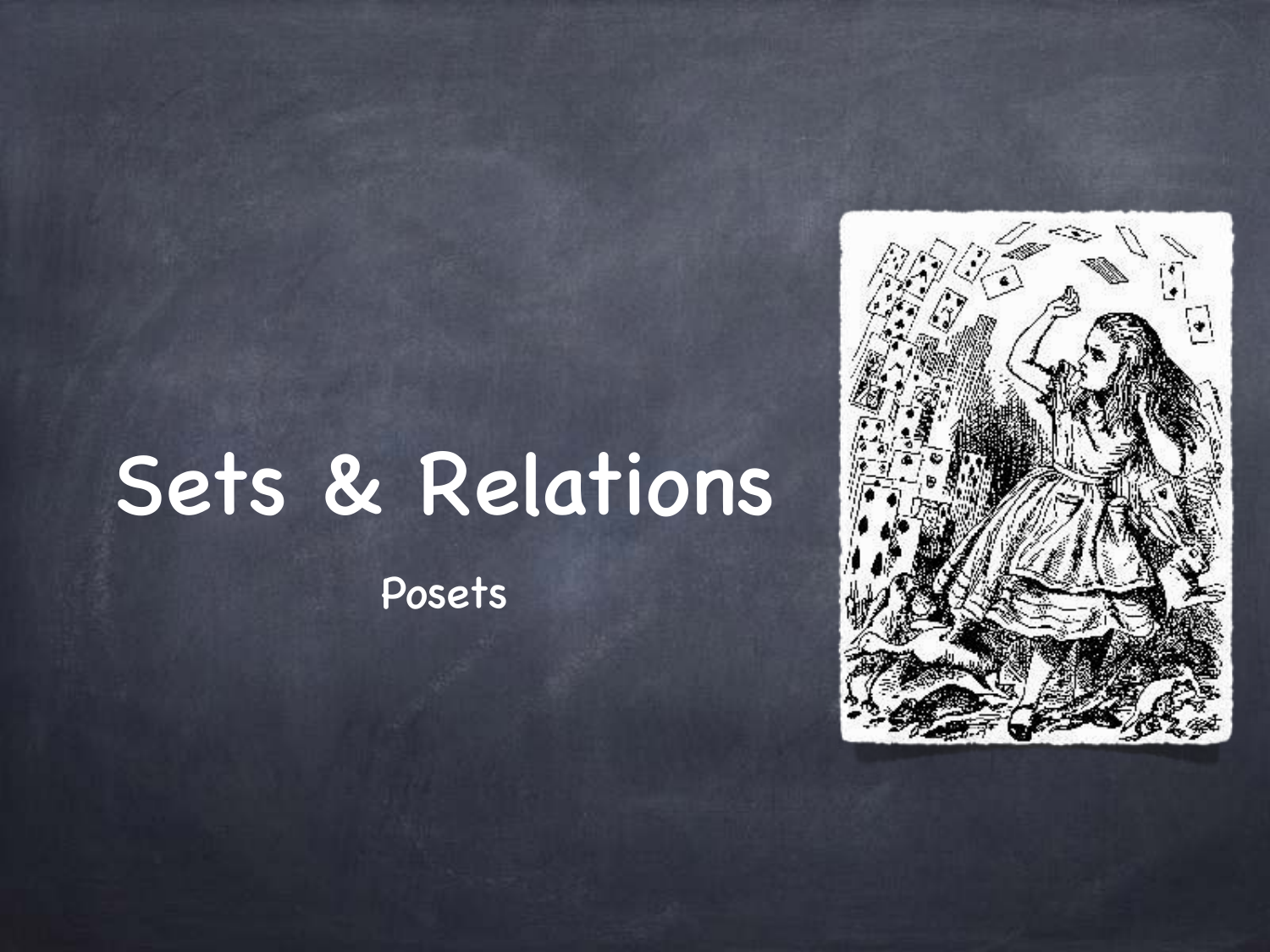# Sets & Relations

Posets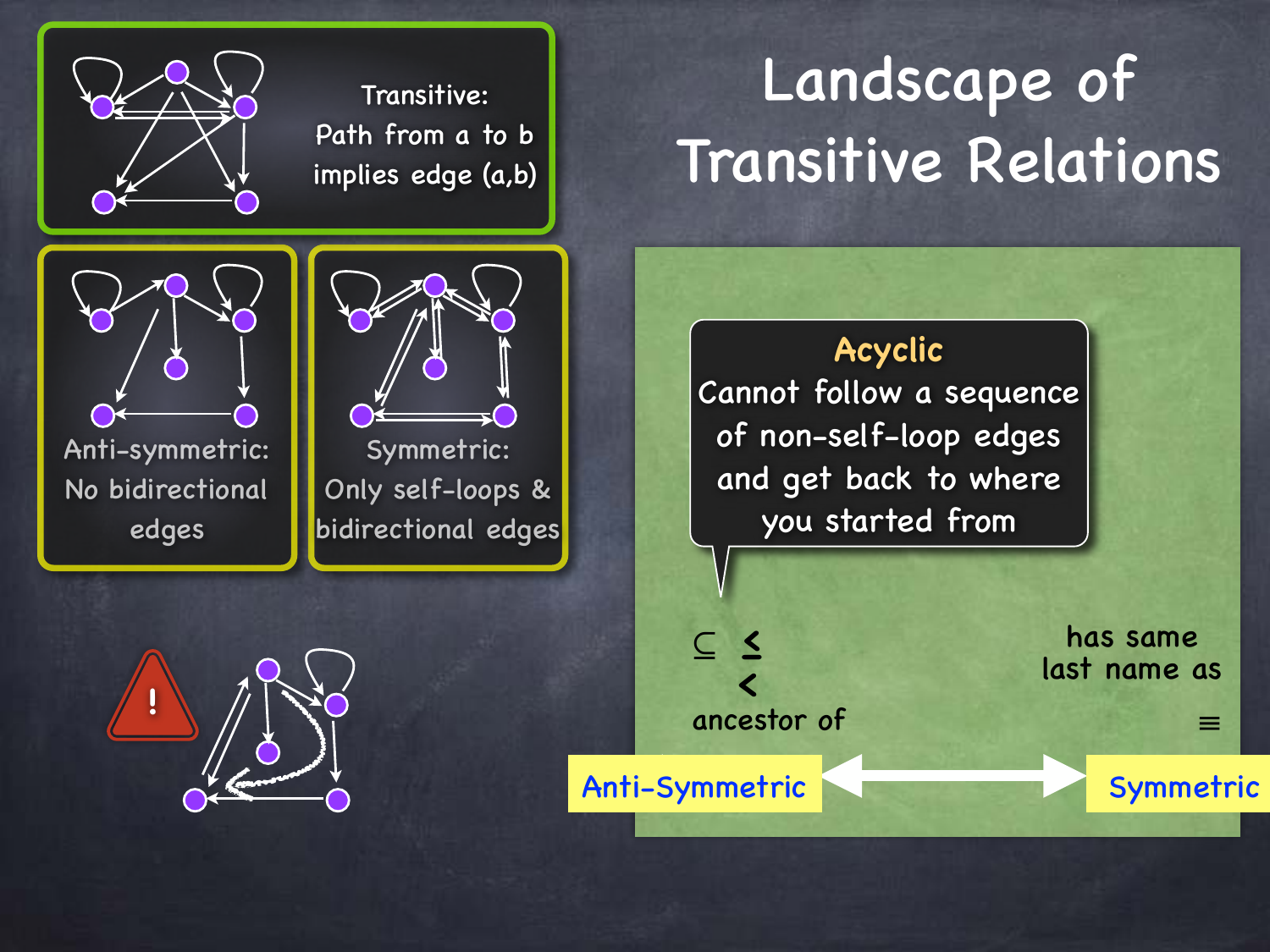# Landscape of Transitive Relations

**Transitive:** Path from a to b implies edge (a,b)

**Anti-symmetric:** No bidirectional edges

**Symmetric:** Only self-loops & bidirectional edges

**Acyclic**
Cannot follow a sequence of non-self-loop edges and get back to where you started from

$\subseteq$ $\leq$

$<$

ancestor of

has same last name as

$\equiv$

Anti-Symmetric ⟷ Symmetric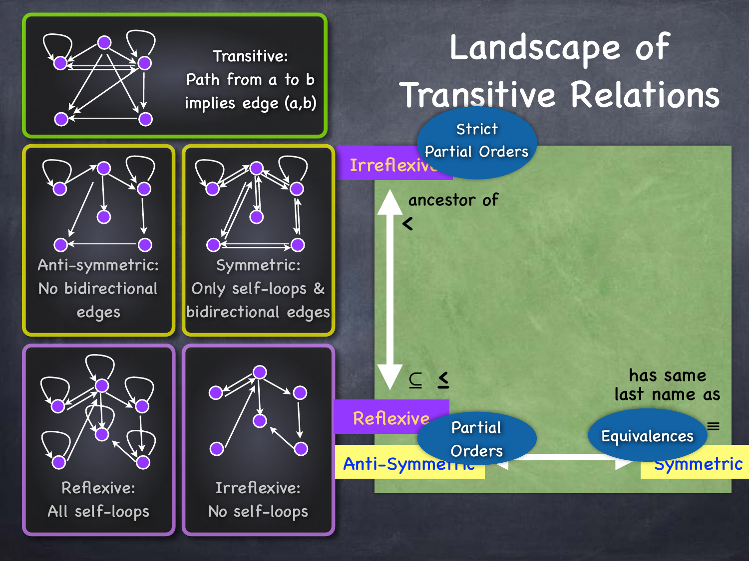# Landscape of Transitive Relations

**Transitive:** Path from a to b implies edge (a,b)

**Anti-symmetric:** No bidirectional edges

**Symmetric:** Only self-loops & bidirectional edges

**Reflexive:** All self-loops

**Irreflexive:** No self-loops

Irreflexive

Strict Partial Orders

ancestor of

$<$

$\subseteq$ $\leq$

Reflexive

Partial Orders

Anti-Symmetric

has same last name as

Equivalences

$\equiv$

Symmetric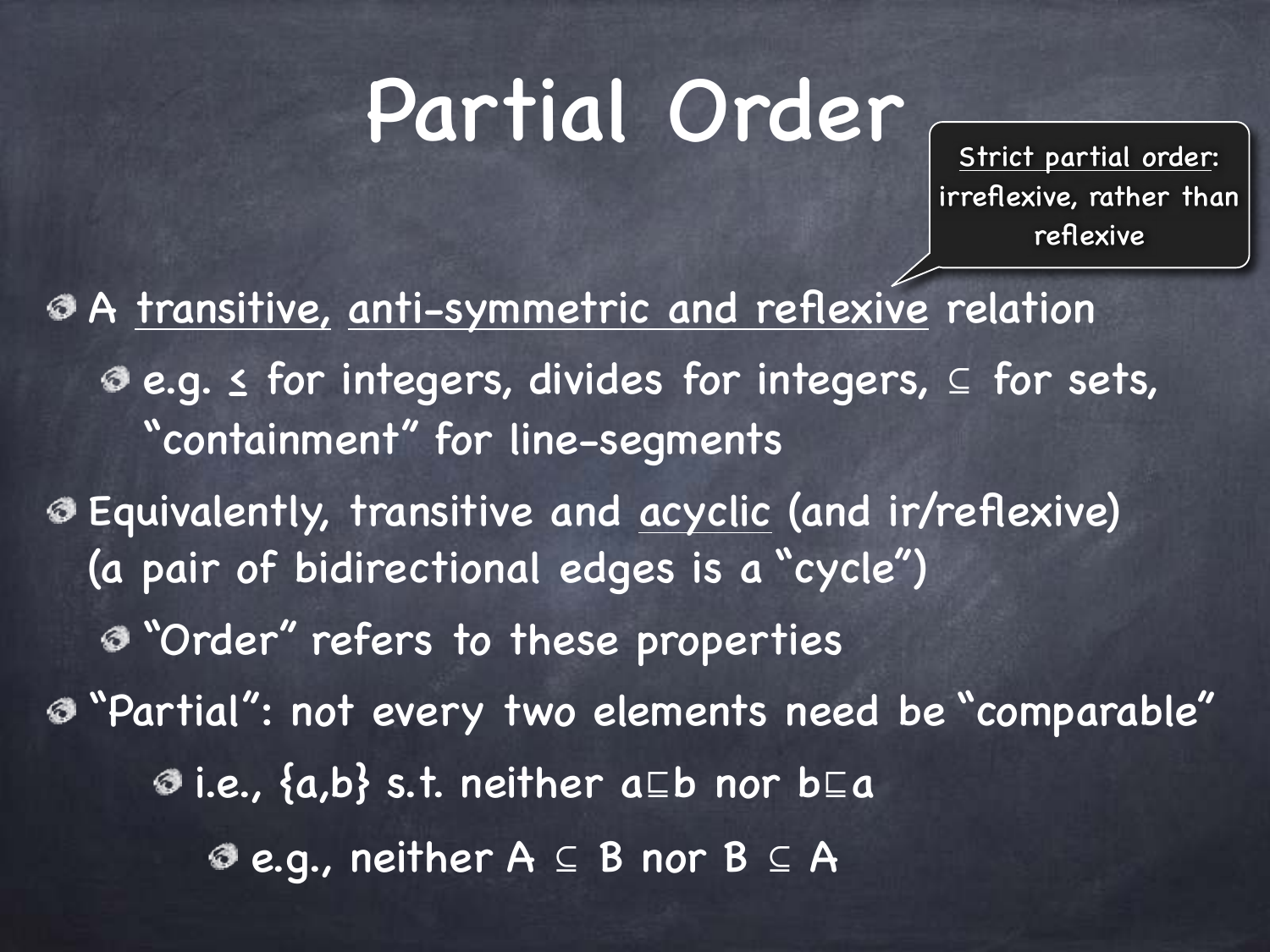# Partial Order

> Strict partial order: irreflexive, rather than reflexive

- A transitive, anti-symmetric and reflexive relation
  - e.g. ≤ for integers, divides for integers, ⊆ for sets, "containment" for line-segments
- Equivalently, transitive and acyclic (and ir/reflexive) (a pair of bidirectional edges is a "cycle")
  - "Order" refers to these properties
- "Partial": not every two elements need be "comparable"
  - i.e., {a,b} s.t. neither $a \sqsubseteq b$ nor $b \sqsubseteq a$
    - e.g., neither $A \subseteq B$ nor $B \subseteq A$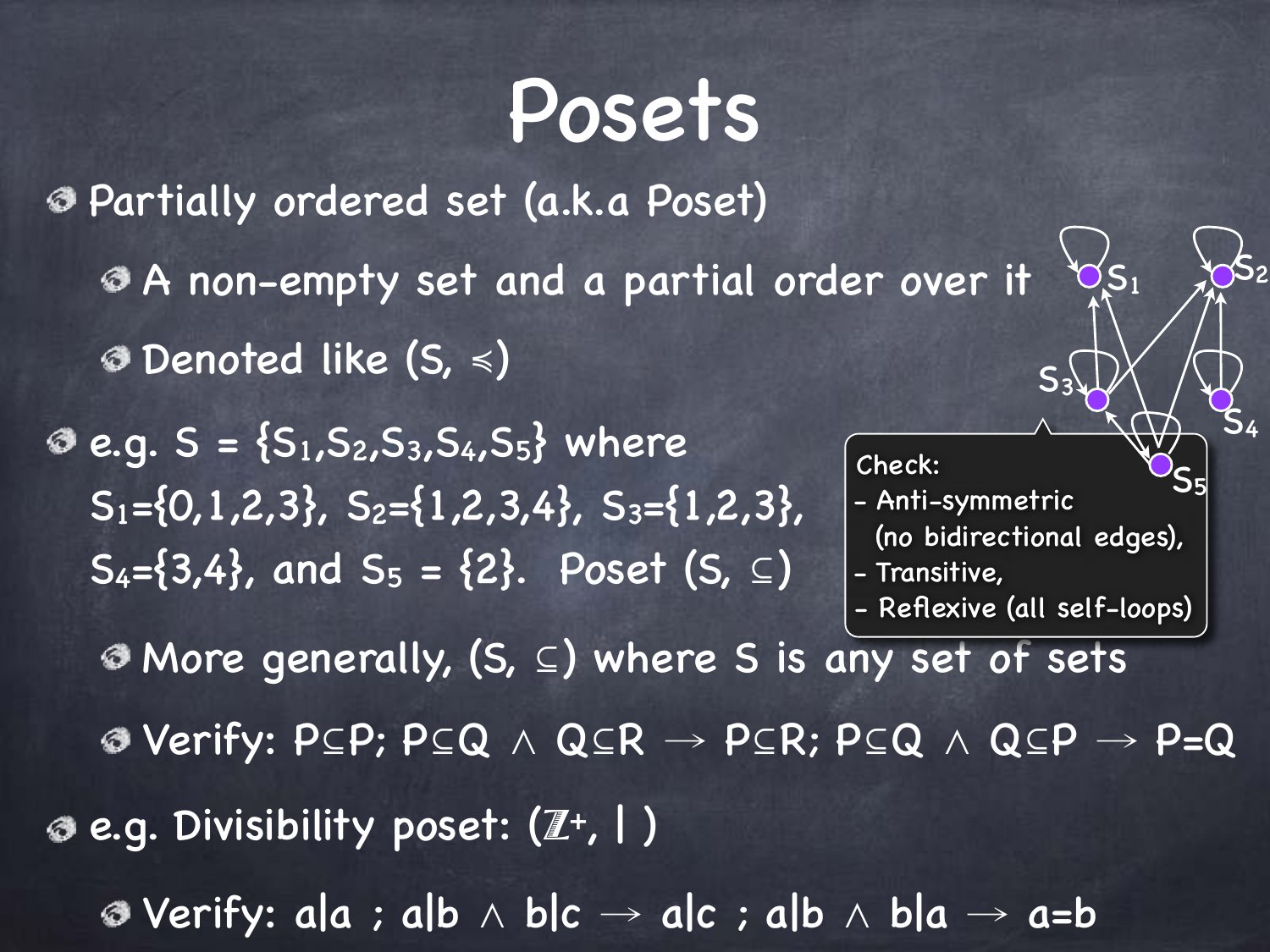# Posets

- Partially ordered set (a.k.a Poset)
  - A non-empty set and a partial order over it
  - Denoted like $(S, \preccurlyeq)$
- e.g. $S = \{S_1, S_2, S_3, S_4, S_5\}$ where $S_1=\{0,1,2,3\}$, $S_2=\{1,2,3,4\}$, $S_3=\{1,2,3\}$, $S_4=\{3,4\}$, and $S_5 = \{2\}$. Poset $(S, \subseteq)$

Check:
- Anti-symmetric (no bidirectional edges),
- Transitive,
- Reflexive (all self-loops)

  - More generally, $(S, \subseteq)$ where S is any set of sets
  - Verify: $P \subseteq P$; $P \subseteq Q \wedge Q \subseteq R \rightarrow P \subseteq R$; $P \subseteq Q \wedge Q \subseteq P \rightarrow P = Q$
- e.g. Divisibility poset: $(\mathbb{Z}^+, \mid)$
  - Verify: $a|a$ ; $a|b \wedge b|c \rightarrow a|c$ ; $a|b \wedge b|a \rightarrow a=b$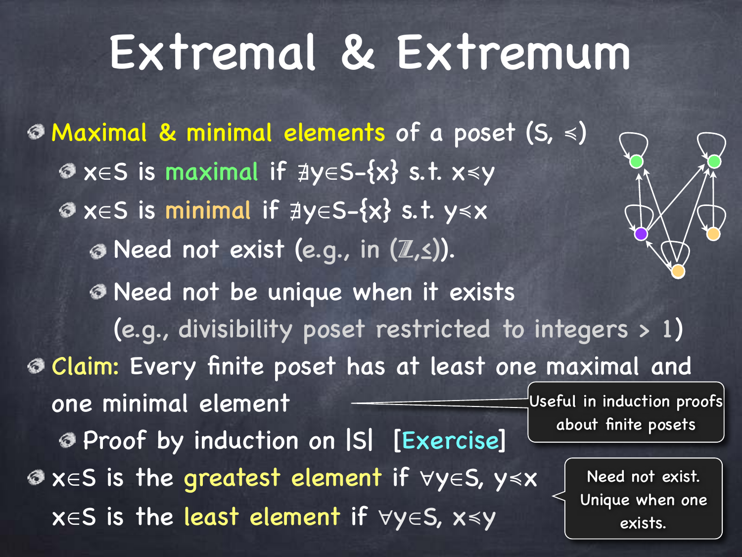# Extremal & Extremum

- **Maximal & minimal elements** of a poset $(S, \preccurlyeq)$
  - $x \in S$ is **maximal** if $\nexists y \in S - \{x\}$ s.t. $x \preccurlyeq y$
  - $x \in S$ is **minimal** if $\nexists y \in S - \{x\}$ s.t. $y \preccurlyeq x$
    - Need not exist (e.g., in $(\mathbb{Z}, \leq)$).
    - Need not be unique when it exists (e.g., divisibility poset restricted to integers > 1)
- **Claim:** Every finite poset has at least one maximal and one minimal element
  - Proof by induction on $|S|$ [Exercise]

Useful in induction proofs about finite posets

- $x \in S$ is the **greatest element** if $\forall y \in S$, $y \preccurlyeq x$

  $x \in S$ is the **least element** if $\forall y \in S$, $x \preccurlyeq y$

Need not exist. Unique when one exists.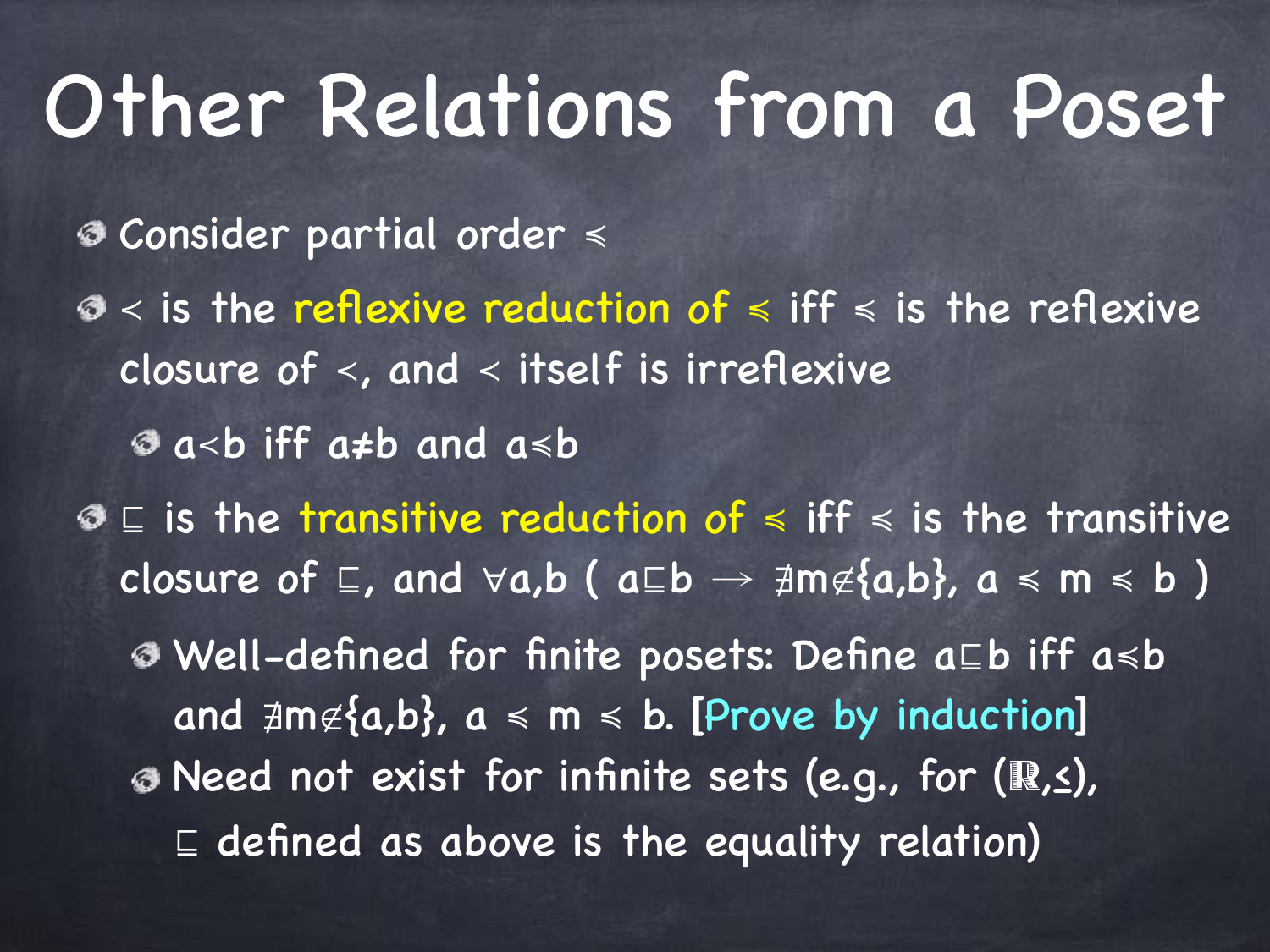# Other Relations from a Poset

- Consider partial order $\preccurlyeq$
- $<$ is the **reflexive reduction of** $\preccurlyeq$ iff $\preccurlyeq$ is the reflexive closure of $<$, and $<$ itself is irreflexive
  - $a<b$ iff $a \neq b$ and $a \preccurlyeq b$
- $\sqsubseteq$ is the **transitive reduction of** $\preccurlyeq$ iff $\preccurlyeq$ is the transitive closure of $\sqsubseteq$, and $\forall a,b$ ( $a \sqsubseteq b \rightarrow \nexists m \notin \{a,b\}$, $a \preccurlyeq m \preccurlyeq b$ )
  - Well-defined for finite posets: Define $a \sqsubseteq b$ iff $a \preccurlyeq b$ and $\nexists m \notin \{a,b\}$, $a \preccurlyeq m \preccurlyeq b$. [Prove by induction]
  - Need not exist for infinite sets (e.g., for $(\mathbb{R}, \leq)$, $\sqsubseteq$ defined as above is the equality relation)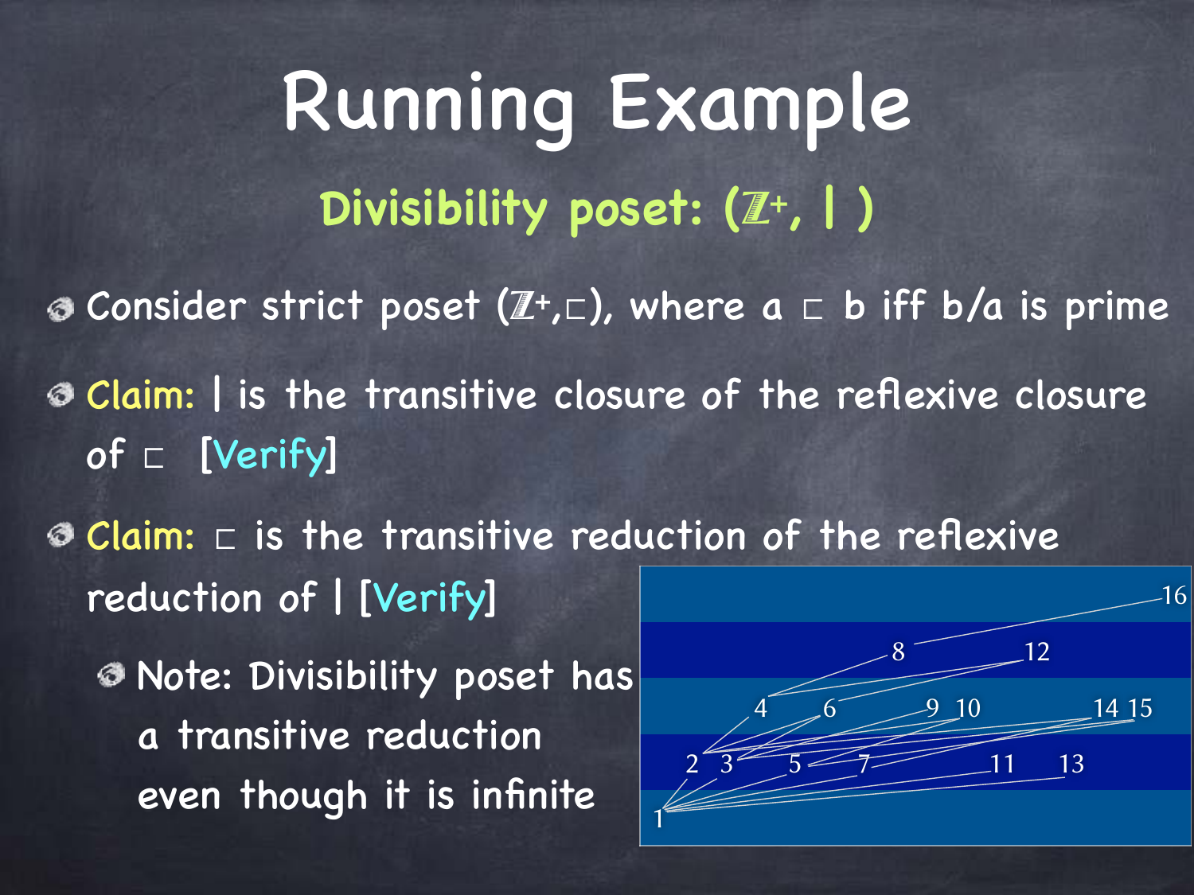# Running Example

## Divisibility poset: $(\mathbb{Z}^+, |)$

- Consider strict poset $(\mathbb{Z}^+, \sqsubset)$, where $a \sqsubset b$ iff $b/a$ is prime
- **Claim:** $|$ is the transitive closure of the reflexive closure of $\sqsubset$ [Verify]
- **Claim:** $\sqsubset$ is the transitive reduction of the reflexive reduction of $|$ [Verify]
  - Note: Divisibility poset has a transitive reduction even though it is infinite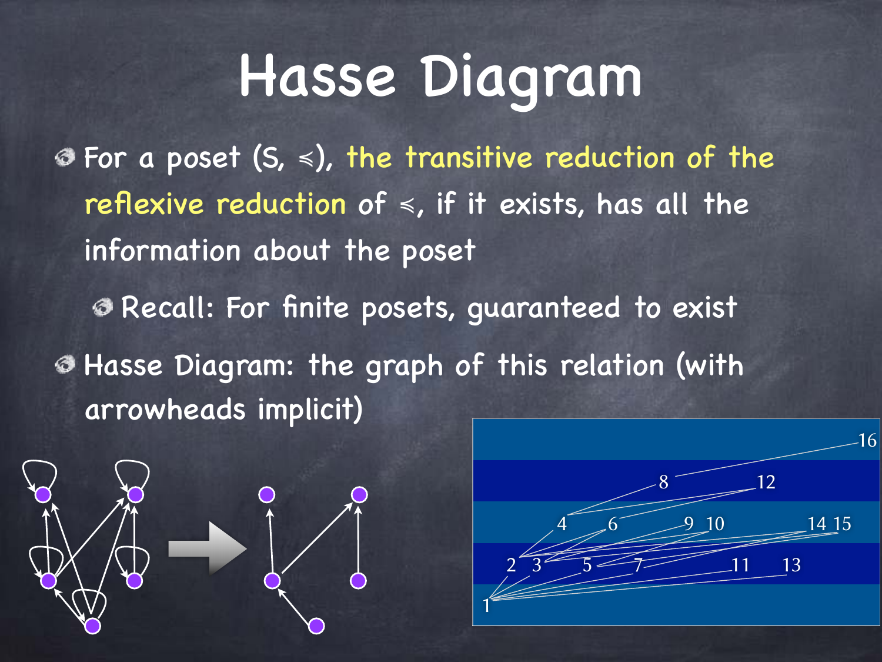# Hasse Diagram

- For a poset $(S, \preccurlyeq)$, the transitive reduction of the reflexive reduction of $\preccurlyeq$, if it exists, has all the information about the poset
  - Recall: For finite posets, guaranteed to exist
- Hasse Diagram: the graph of this relation (with arrowheads implicit)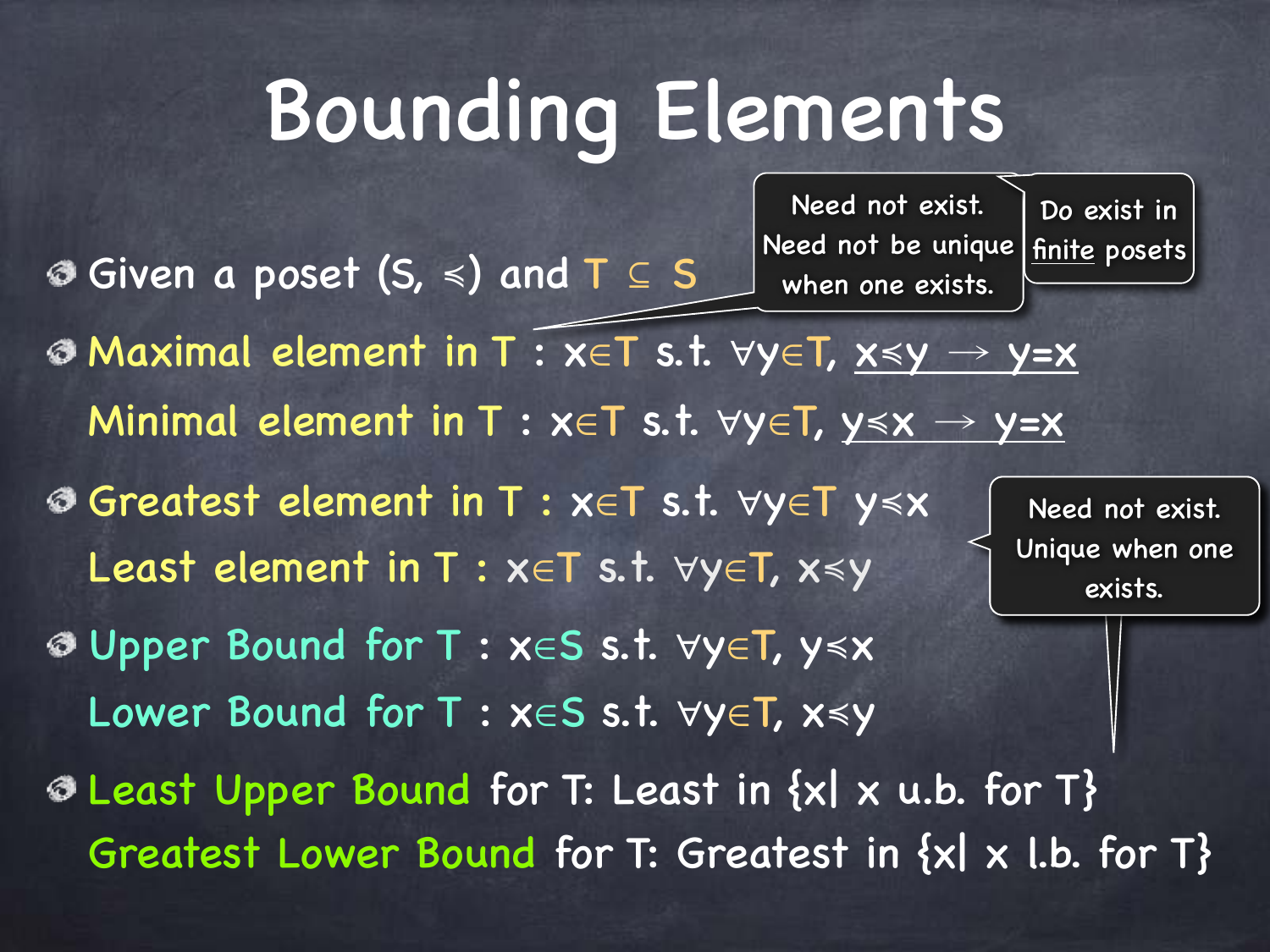# Bounding Elements

- Given a poset $(S, \preccurlyeq)$ and $T \subseteq S$
- Maximal element in T : $x \in T$ s.t. $\forall y \in T$, $x \preccurlyeq y \rightarrow y = x$

  Minimal element in T : $x \in T$ s.t. $\forall y \in T$, $y \preccurlyeq x \rightarrow y = x$

  > Need not exist. Need not be unique when one exists.
  >
  > Do exist in finite posets

- Greatest element in T : $x \in T$ s.t. $\forall y \in T$ $y \preccurlyeq x$

  Least element in T : $x \in T$ s.t. $\forall y \in T$, $x \preccurlyeq y$

  > Need not exist. Unique when one exists.

- Upper Bound for T : $x \in S$ s.t. $\forall y \in T$, $y \preccurlyeq x$

  Lower Bound for T : $x \in S$ s.t. $\forall y \in T$, $x \preccurlyeq y$

- Least Upper Bound for T: Least in $\{x \mid x \text{ u.b. for } T\}$

  Greatest Lower Bound for T: Greatest in $\{x \mid x \text{ l.b. for } T\}$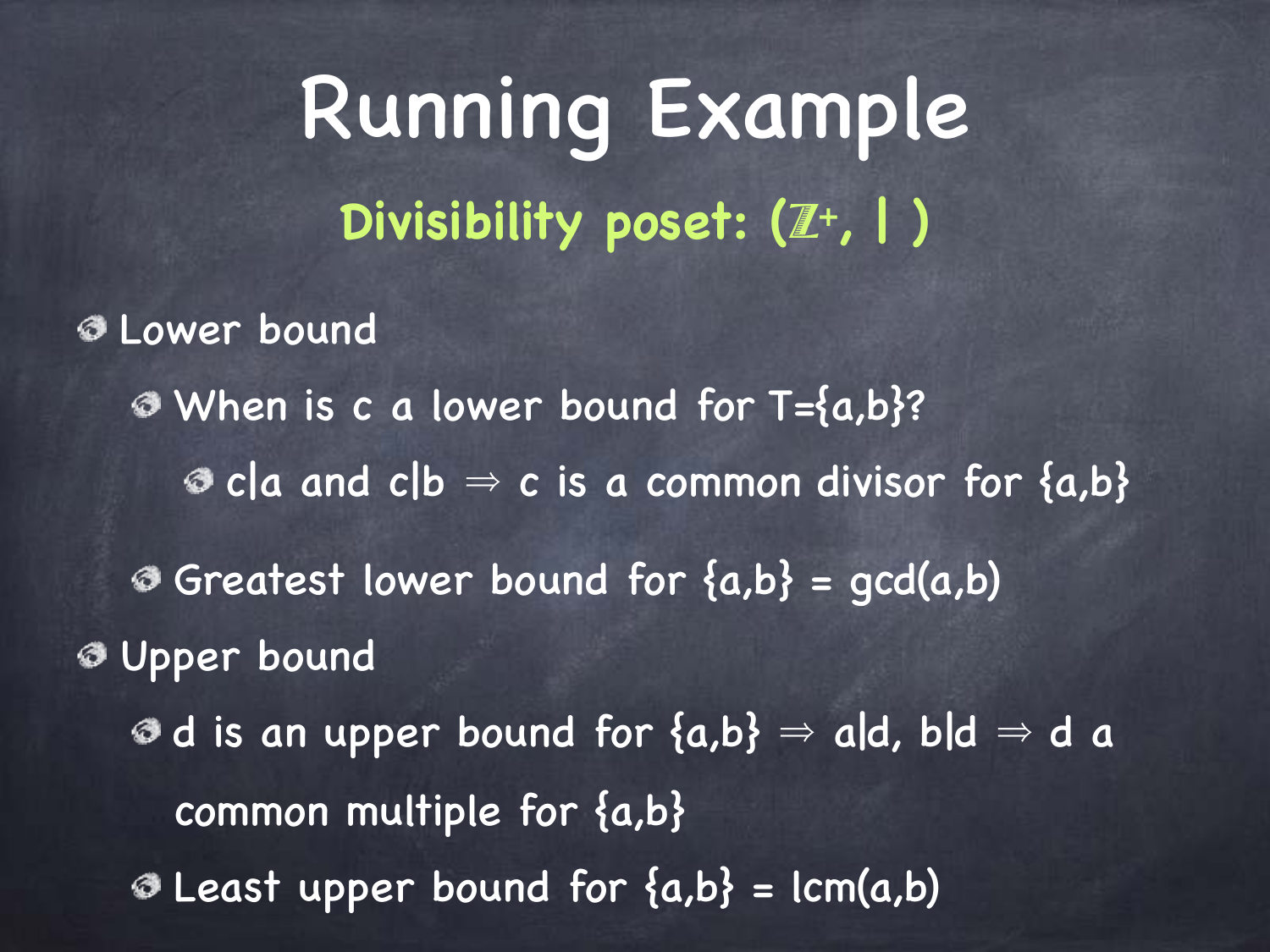# Running Example

## Divisibility poset: $(\mathbb{Z}^+, |)$

- Lower bound
  - When is c a lower bound for T={a,b}?
    - $c|a$ and $c|b \Rightarrow$ c is a common divisor for {a,b}
  - Greatest lower bound for {a,b} = gcd(a,b)
- Upper bound
  - d is an upper bound for {a,b} $\Rightarrow a|d, b|d \Rightarrow$ d a common multiple for {a,b}
  - Least upper bound for {a,b} = lcm(a,b)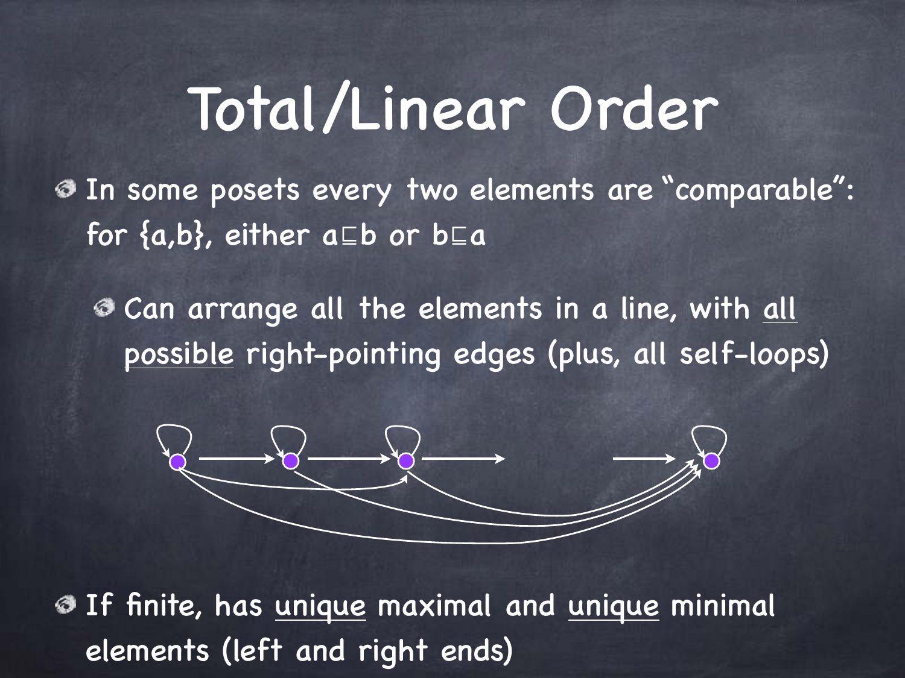# Total/Linear Order

- In some posets every two elements are "comparable": for {a,b}, either $a \sqsubseteq b$ or $b \sqsubseteq a$
  - Can arrange all the elements in a line, with all possible right-pointing edges (plus, all self-loops)
- If finite, has unique maximal and unique minimal elements (left and right ends)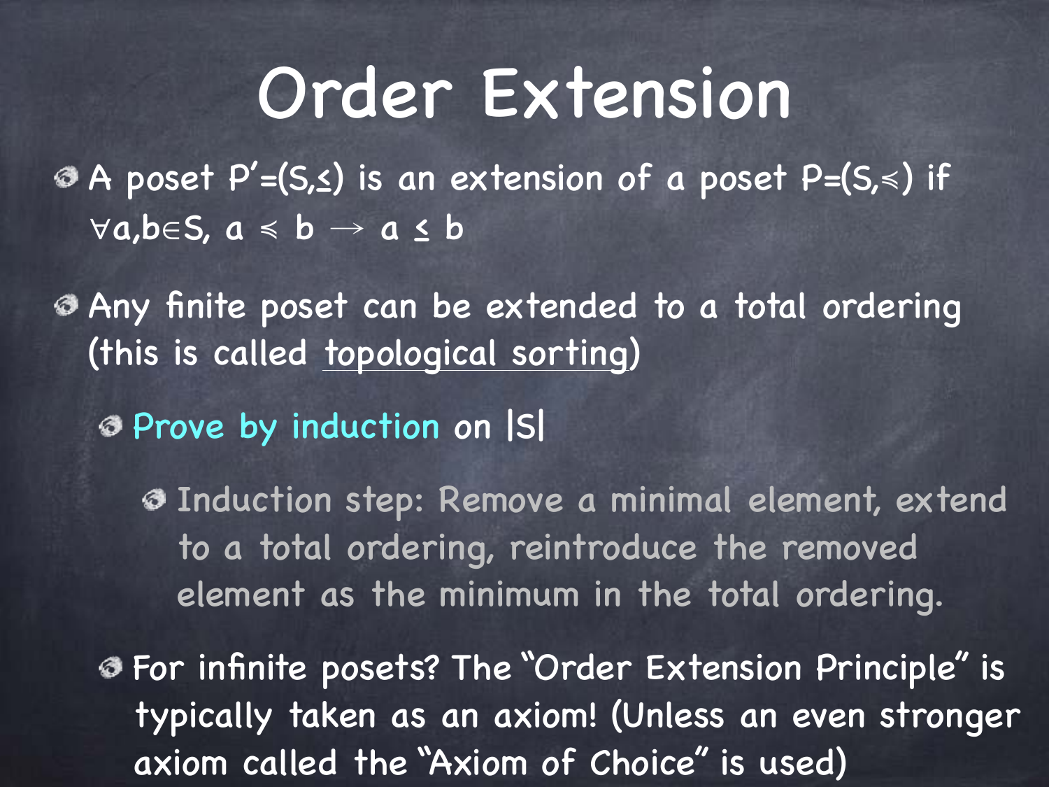# Order Extension

- A poset $P' = (S, \leq)$ is an extension of a poset $P = (S, \preccurlyeq)$ if $\forall a, b \in S$, $a \preccurlyeq b \rightarrow a \leq b$
- Any finite poset can be extended to a total ordering (this is called topological sorting)
  - Prove by induction on $|S|$
    - Induction step: Remove a minimal element, extend to a total ordering, reintroduce the removed element as the minimum in the total ordering.
  - For infinite posets? The "Order Extension Principle" is typically taken as an axiom! (Unless an even stronger axiom called the "Axiom of Choice" is used)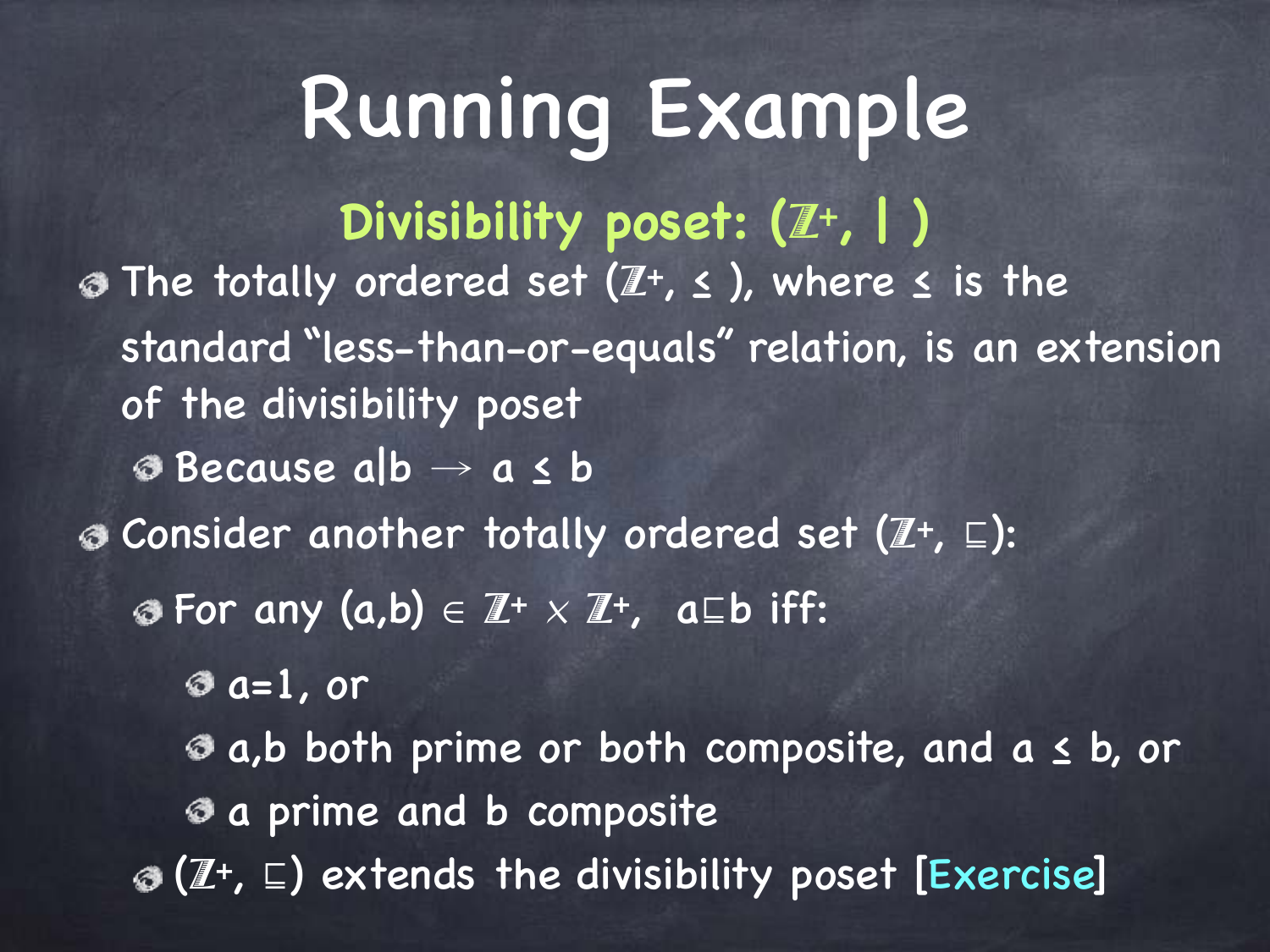# Running Example

## Divisibility poset: $(\mathbb{Z}^+, |)$

- The totally ordered set $(\mathbb{Z}^+, \leq)$, where $\leq$ is the standard "less-than-or-equals" relation, is an extension of the divisibility poset
  - Because $a|b \rightarrow a \leq b$
- Consider another totally ordered set $(\mathbb{Z}^+, \sqsubseteq)$:
  - For any $(a,b) \in \mathbb{Z}^+ \times \mathbb{Z}^+$, $a \sqsubseteq b$ iff:
    - $a=1$, or
    - $a,b$ both prime or both composite, and $a \leq b$, or
    - $a$ prime and $b$ composite
  - $(\mathbb{Z}^+, \sqsubseteq)$ extends the divisibility poset [Exercise]